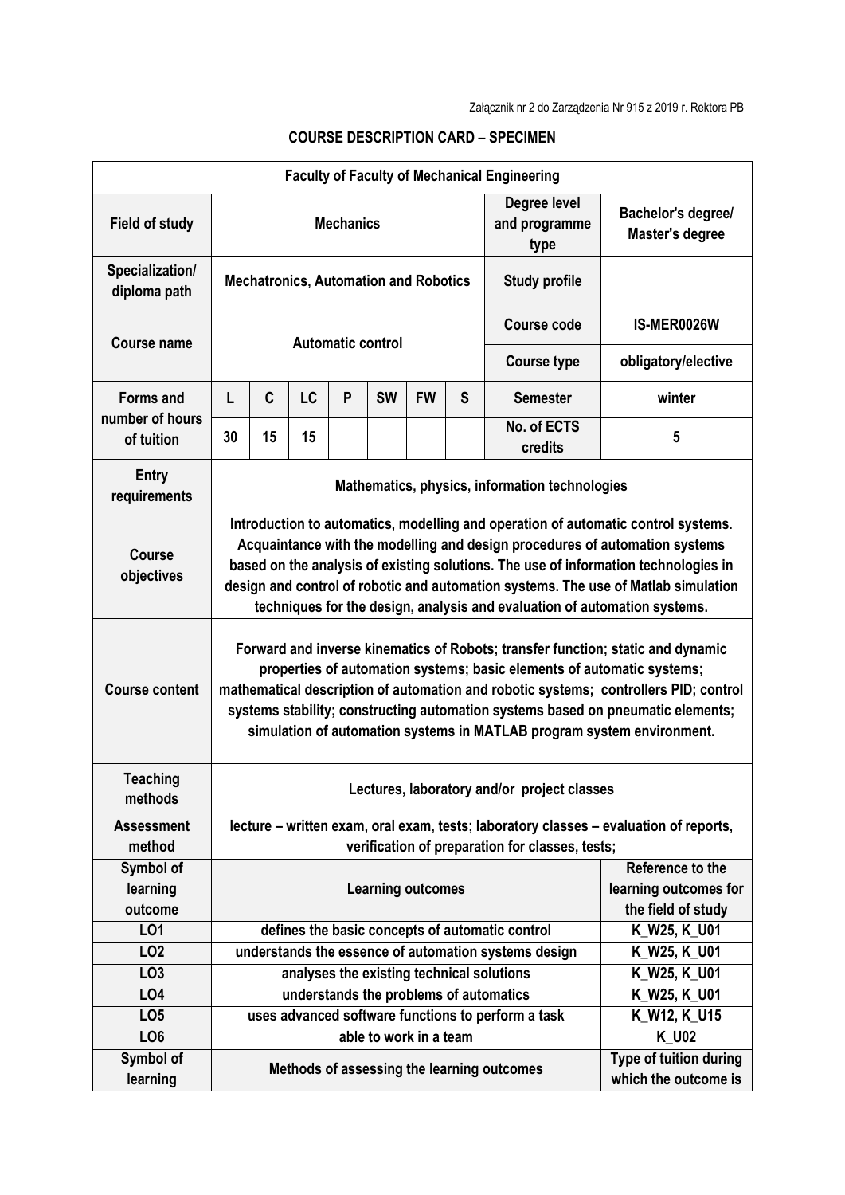Załącznik nr 2 do Zarządzenia Nr 915 z 2019 r. Rektora PB

# COURSE DESCRIPTION CARD – SPECIMEN

| Faculty of Faculty of Mechanical Engineering | | | | | | | | | |
|---|---|---|---|---|---|---|---|---|---|
| **Field of study** | **Mechanics** | | | | | | | **Degree level and programme type** | **Bachelor's degree/ Master's degree** |
| **Specialization/ diploma path** | **Mechatronics, Automation and Robotics** | | | | | | | **Study profile** | |
| **Course name** | **Automatic control** | | | | | | | **Course code** | **IS-MER0026W** |
| | | | | | | | | **Course type** | **obligatory/elective** |
| **Forms and number of hours of tuition** | **L** | **C** | **LC** | **P** | **SW** | **FW** | **S** | **Semester** | **winter** |
| | **30** | **15** | **15** | | | | | **No. of ECTS credits** | **5** |
| **Entry requirements** | **Mathematics, physics, information technologies** | | | | | | | | |
| **Course objectives** | **Introduction to automatics, modelling and operation of automatic control systems. Acquaintance with the modelling and design procedures of automation systems based on the analysis of existing solutions. The use of information technologies in design and control of robotic and automation systems. The use of Matlab simulation techniques for the design, analysis and evaluation of automation systems.** | | | | | | | | |
| **Course content** | **Forward and inverse kinematics of Robots; transfer function; static and dynamic properties of automation systems; basic elements of automatic systems; mathematical description of automation and robotic systems; controllers PID; control systems stability; constructing automation systems based on pneumatic elements; simulation of automation systems in MATLAB program system environment.** | | | | | | | | |
| **Teaching methods** | **Lectures, laboratory and/or project classes** | | | | | | | | |
| **Assessment method** | **lecture – written exam, oral exam, tests; laboratory classes – evaluation of reports, verification of preparation for classes, tests;** | | | | | | | | |
| **Symbol of learning outcome** | **Learning outcomes** | | | | | | | | **Reference to the learning outcomes for the field of study** |
| **LO1** | **defines the basic concepts of automatic control** | | | | | | | | **K_W25, K_U01** |
| **LO2** | **understands the essence of automation systems design** | | | | | | | | **K_W25, K_U01** |
| **LO3** | **analyses the existing technical solutions** | | | | | | | | **K_W25, K_U01** |
| **LO4** | **understands the problems of automatics** | | | | | | | | **K_W25, K_U01** |
| **LO5** | **uses advanced software functions to perform a task** | | | | | | | | **K_W12, K_U15** |
| **LO6** | **able to work in a team** | | | | | | | | **K_U02** |
| **Symbol of learning** | **Methods of assessing the learning outcomes** | | | | | | | | **Type of tuition during which the outcome is** |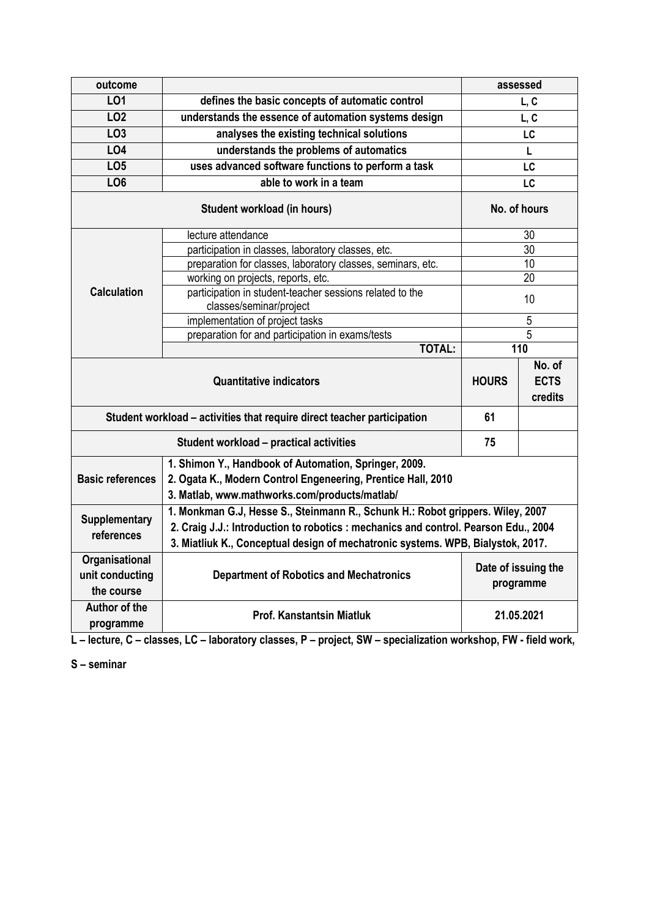| outcome | | assessed | |
|---|---|---|---|
| LO1 | defines the basic concepts of automatic control | L, C | |
| LO2 | understands the essence of automation systems design | L, C | |
| LO3 | analyses the existing technical solutions | LC | |
| LO4 | understands the problems of automatics | L | |
| LO5 | uses advanced software functions to perform a task | LC | |
| LO6 | able to work in a team | LC | |
| **Student workload (in hours)** | | **No. of hours** | |
| **Calculation** | lecture attendance | 30 | |
| | participation in classes, laboratory classes, etc. | 30 | |
| | preparation for classes, laboratory classes, seminars, etc. | 10 | |
| | working on projects, reports, etc. | 20 | |
| | participation in student-teacher sessions related to the classes/seminar/project | 10 | |
| | implementation of project tasks | 5 | |
| | preparation for and participation in exams/tests | 5 | |
| | **TOTAL:** | **110** | |
| **Quantitative indicators** | | **HOURS** | **No. of ECTS credits** |
| **Student workload – activities that require direct teacher participation** | | **61** | |
| **Student workload – practical activities** | | **75** | |
| **Basic references** | **1. Shimon Y., Handbook of Automation, Springer, 2009.**<br>**2. Ogata K., Modern Control Engeneering, Prentice Hall, 2010**<br>**3. Matlab, www.mathworks.com/products/matlab/** | | |
| **Supplementary references** | **1. Monkman G.J, Hesse S., Steinmann R., Schunk H.: Robot grippers. Wiley, 2007**<br>**2. Craig J.J.: Introduction to robotics : mechanics and control. Pearson Edu., 2004**<br>**3. Miatliuk K., Conceptual design of mechatronic systems. WPB, Bialystok, 2017.** | | |
| **Organisational unit conducting the course** | **Department of Robotics and Mechatronics** | **Date of issuing the programme** | |
| **Author of the programme** | **Prof. Kanstantsin Miatluk** | **21.05.2021** | |

**L – lecture, C – classes, LC – laboratory classes, P – project, SW – specialization workshop, FW - field work, S – seminar**